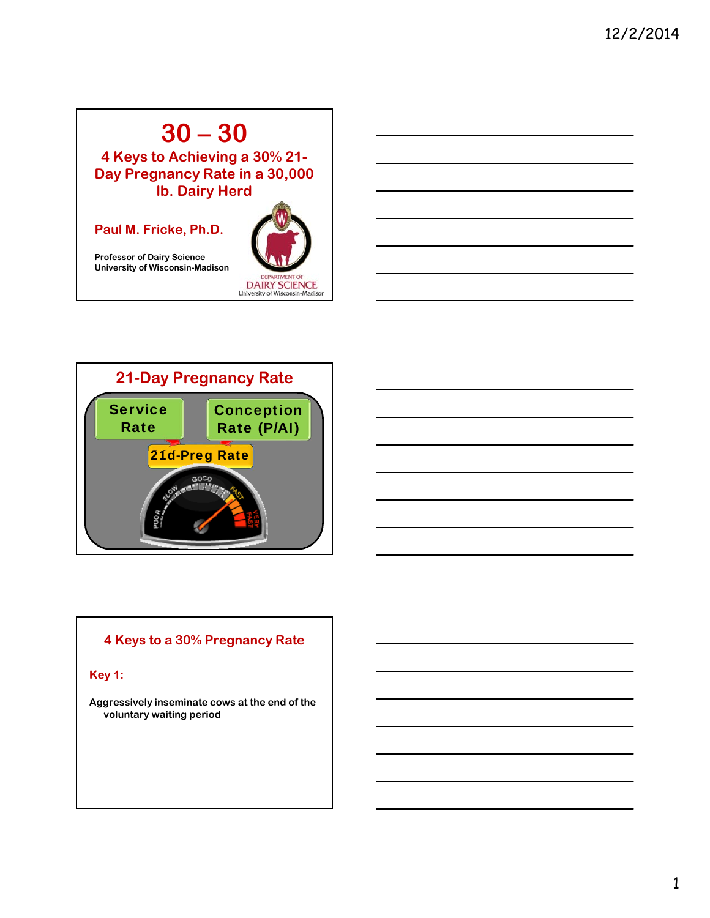# 30 – 30

## 4 Keys to Achieving a 30% 21-Day Pregnancy Rate in a 30,000 lb. Dairy Herd

**Paul M. Fricke, Ph.D.**

Professor of Dairy Science
University of Wisconsin-Madison

DEPARTMENT OF DAIRY SCIENCE
University of Wisconsin-Madison

## 21-Day Pregnancy Rate

Service Rate

Conception Rate (P/AI)

21d-Preg Rate

## 4 Keys to a 30% Pregnancy Rate

**Key 1:**

Aggressively inseminate cows at the end of the voluntary waiting period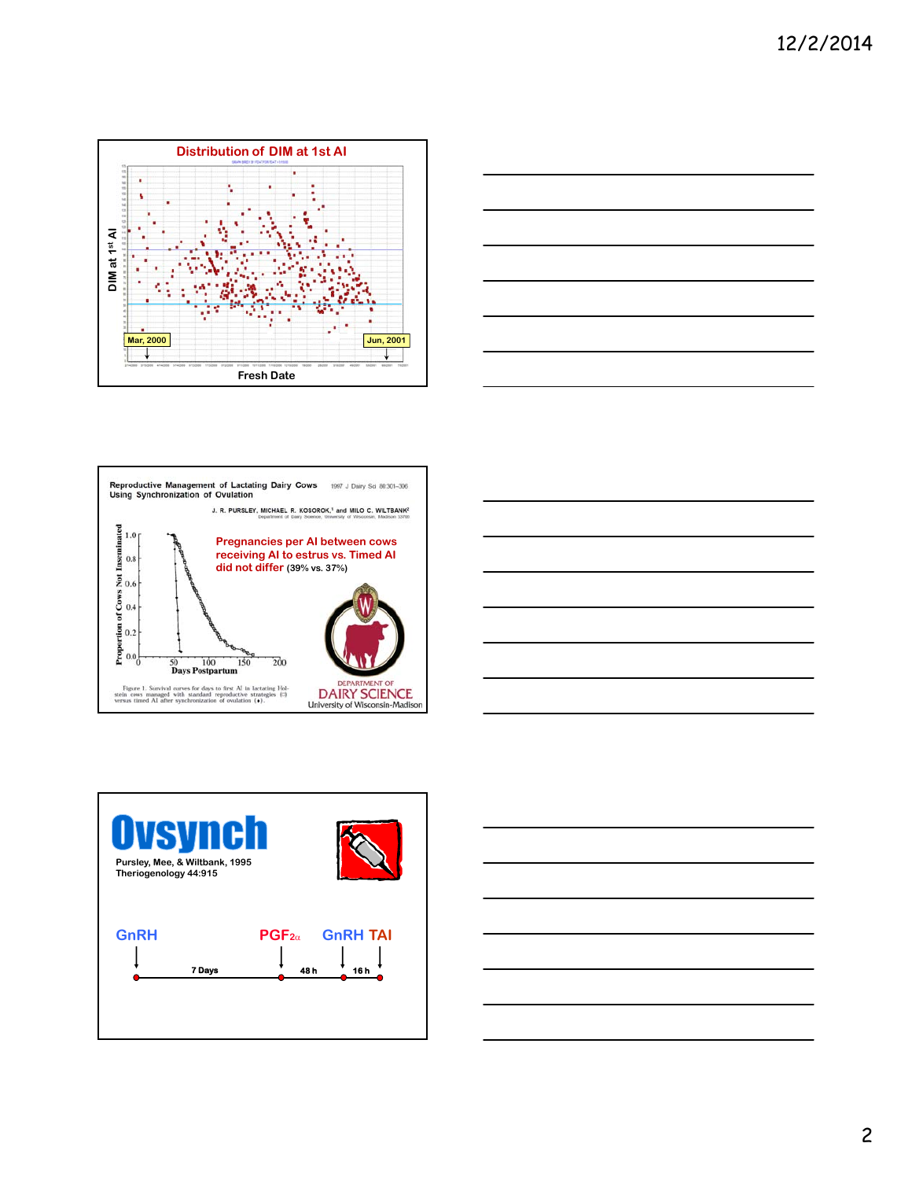## Distribution of DIM at 1st AI

DIM at 1st AI

Mar, 2000

Jun, 2001

Fresh Date

---

**Reproductive Management of Lactating Dairy Cows Using Synchronization of Ovulation**

1997 J Dairy Sci 80:301–306

J. R. PURSLEY, MICHAEL R. KOSOROK,[1] and MILO C. WILTBANK[2]

Department of Dairy Science, University of Wisconsin, Madison 53706

Pregnancies per AI between cows receiving AI to estrus vs. Timed AI did not differ (39% vs. 37%)

Proportion of Cows Not Inseminated

Days Postpartum

Figure 1. Survival curves for days to first AI in lactating Holstein cows managed with standard reproductive strategies (○) versus timed AI after synchronization of ovulation (♦).

DEPARTMENT OF DAIRY SCIENCE
University of Wisconsin-Madison

---

# Ovsynch

Pursley, Mee, & Wiltbank, 1995
Theriogenology 44:915

GnRH — 7 Days — $PGF_{2\alpha}$ — 48 h — GnRH — 16 h — TAI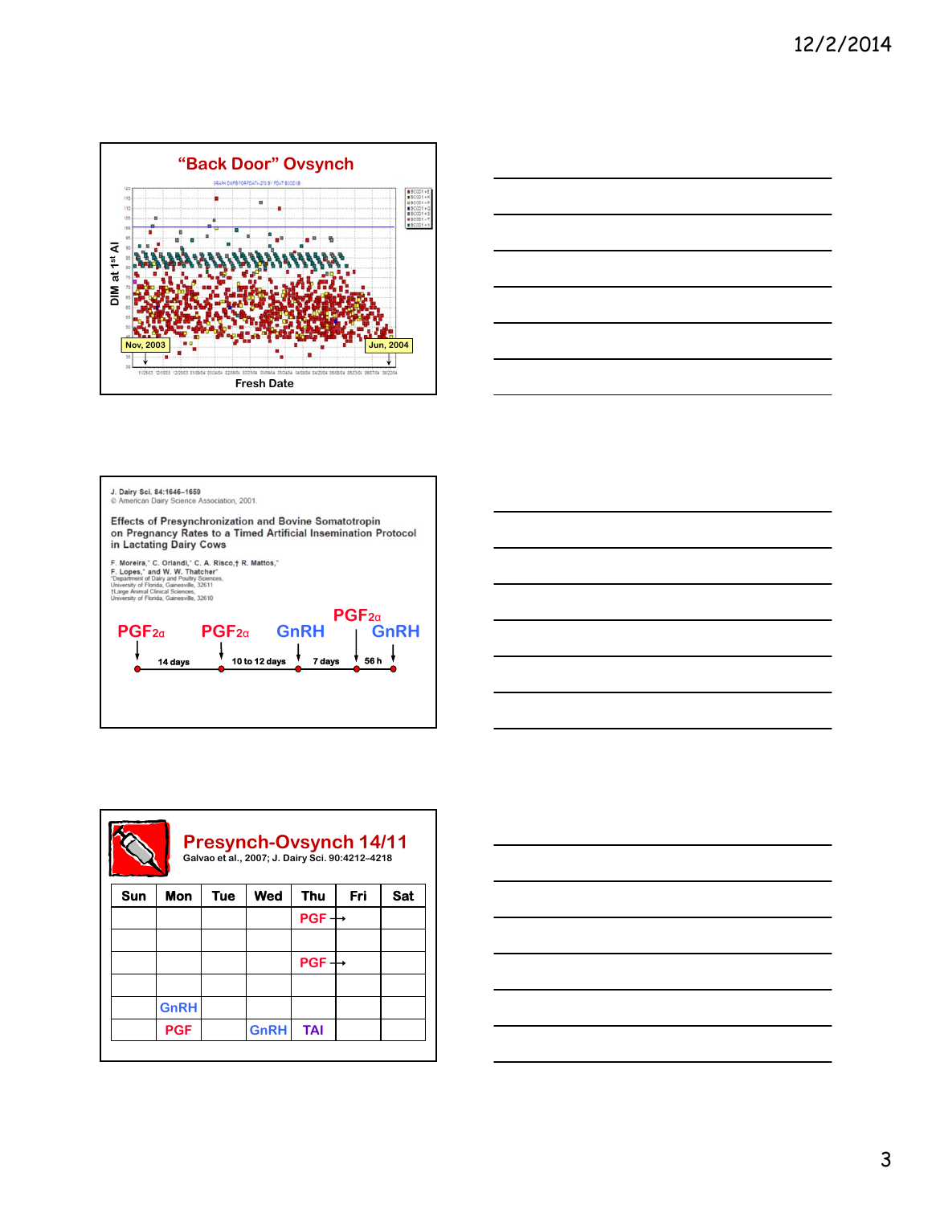## "Back Door" Ovsynch

DIM at 1st AI

Nov, 2003 — Jun, 2004

Fresh Date

---

J. Dairy Sci. 84:1646–1659
© American Dairy Science Association, 2001.

**Effects of Presynchronization and Bovine Somatotropin on Pregnancy Rates to a Timed Artificial Insemination Protocol in Lactating Dairy Cows**

F. Moreira,* C. Orlandi,* C. A. Risco,† R. Mattos,* F. Lopes,* and W. W. Thatcher*
*Department of Dairy and Poultry Sciences, University of Florida, Gainesville, 32611
†Large Animal Clinical Sciences, University of Florida, Gainesville, 32610

$PGF_{2\alpha}$ → 14 days → $PGF_{2\alpha}$ → 10 to 12 days → GnRH → 7 days → $PGF_{2\alpha}$ → 56 h → GnRH

---

## Presynch-Ovsynch 14/11

Galvao et al., 2007; J. Dairy Sci. 90:4212–4218

| Sun | Mon | Tue | Wed | Thu | Fri | Sat |
|---|---|---|---|---|---|---|
| | | | | PGF → | | |
| | | | | | | |
| | | | | PGF → | | |
| | | | | | | |
| | GnRH | | | | | |
| | PGF | | GnRH | TAI | | |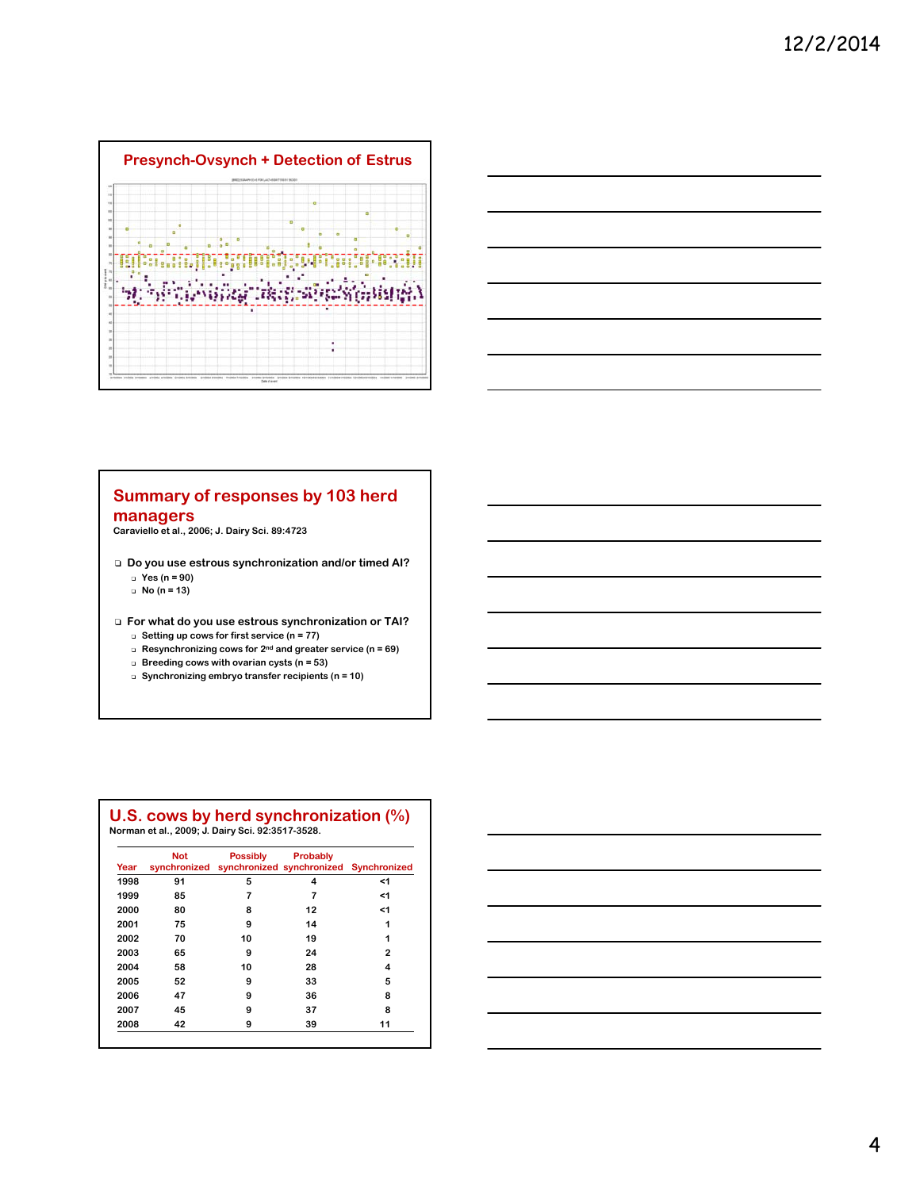## Presynch-Ovsynch + Detection of Estrus

## Summary of responses by 103 herd managers

Caraviello et al., 2006; J. Dairy Sci. 89:4723

- Do you use estrous synchronization and/or timed AI?
  - Yes (n = 90)
  - No (n = 13)
- For what do you use estrous synchronization or TAI?
  - Setting up cows for first service (n = 77)
  - Resynchronizing cows for 2nd and greater service (n = 69)
  - Breeding cows with ovarian cysts (n = 53)
  - Synchronizing embryo transfer recipients (n = 10)

## U.S. cows by herd synchronization (%)

Norman et al., 2009; J. Dairy Sci. 92:3517-3528.

| Year | Not synchronized | Possibly synchronized | Probably synchronized | Synchronized |
|---|---|---|---|---|
| 1998 | 91 | 5 | 4 | <1 |
| 1999 | 85 | 7 | 7 | <1 |
| 2000 | 80 | 8 | 12 | <1 |
| 2001 | 75 | 9 | 14 | 1 |
| 2002 | 70 | 10 | 19 | 1 |
| 2003 | 65 | 9 | 24 | 2 |
| 2004 | 58 | 10 | 28 | 4 |
| 2005 | 52 | 9 | 33 | 5 |
| 2006 | 47 | 9 | 36 | 8 |
| 2007 | 45 | 9 | 37 | 8 |
| 2008 | 42 | 9 | 39 | 11 |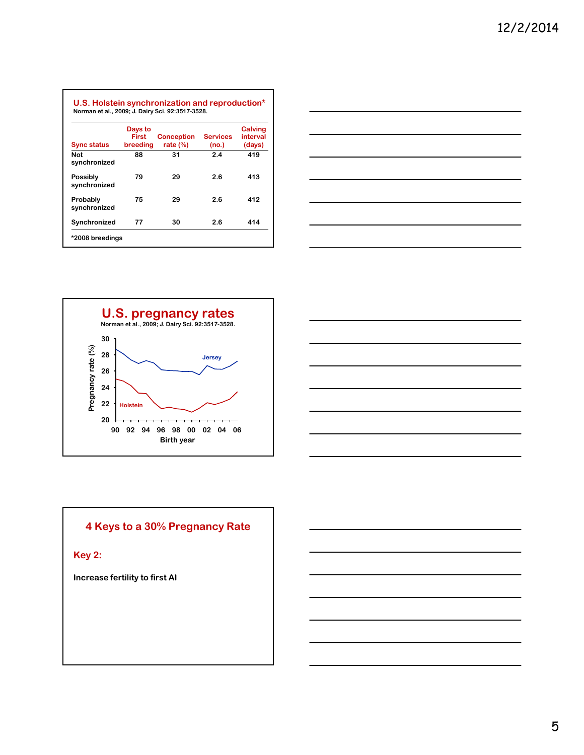## U.S. Holstein synchronization and reproduction*

Norman et al., 2009; J. Dairy Sci. 92:3517-3528.

| Sync status | Days to First breeding | Conception rate (%) | Services (no.) | Calving interval (days) |
|---|---|---|---|---|
| Not synchronized | 88 | 31 | 2.4 | 419 |
| Possibly synchronized | 79 | 29 | 2.6 | 413 |
| Probably synchronized | 75 | 29 | 2.6 | 412 |
| Synchronized | 77 | 30 | 2.6 | 414 |

*2008 breedings

## U.S. pregnancy rates

Norman et al., 2009; J. Dairy Sci. 92:3517-3528.

Pregnancy rate (%)

Jersey

Holstein

Birth year

## 4 Keys to a 30% Pregnancy Rate

### Key 2:

Increase fertility to first AI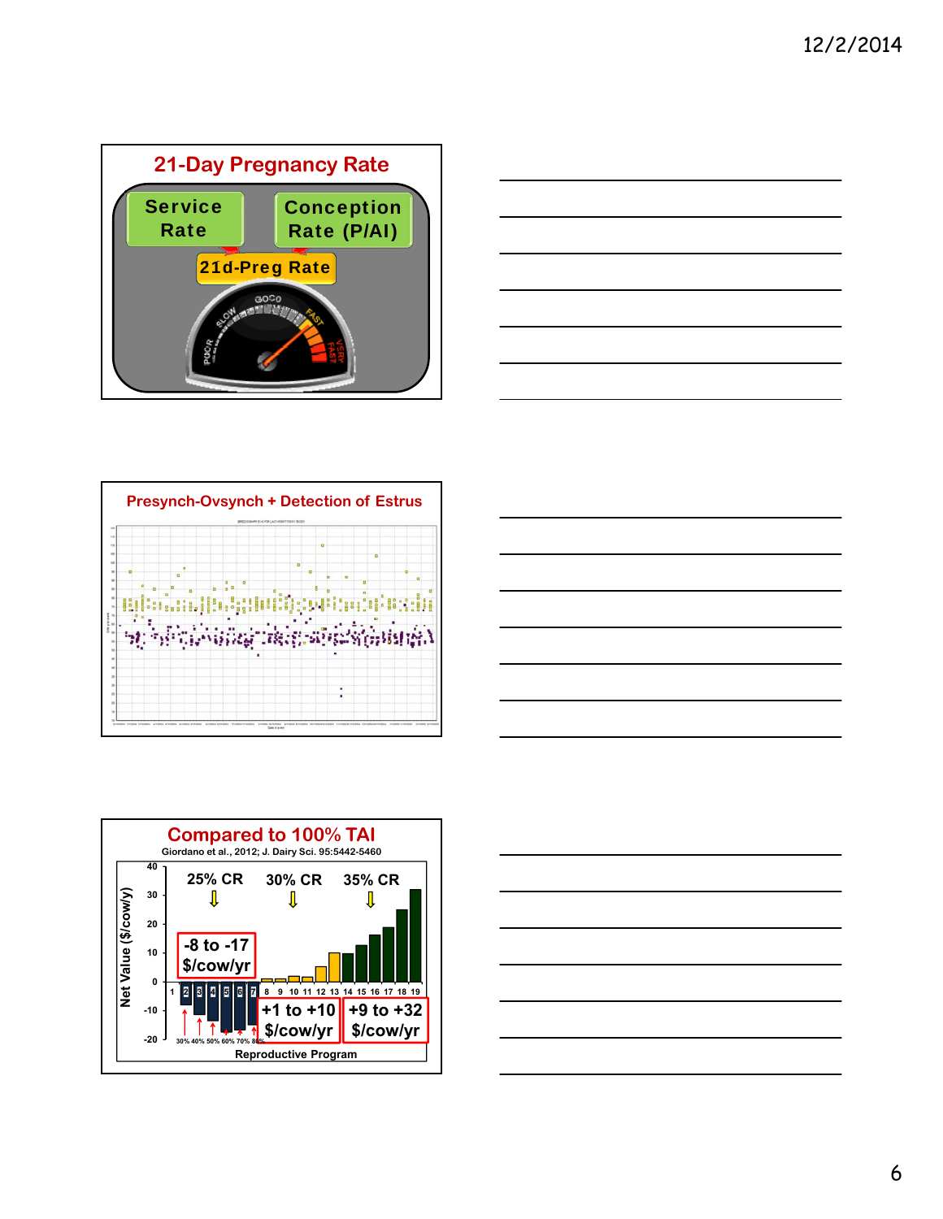## 21-Day Pregnancy Rate

Service Rate

Conception Rate (P/AI)

21d-Preg Rate

POOR SLOW GOOD FAST VERY FAST

## Presynch-Ovsynch + Detection of Estrus

## Compared to 100% TAI

Giordano et al., 2012; J. Dairy Sci. 95:5442-5460

25% CR | 30% CR | 35% CR

-8 to -17 $/cow/yr

+1 to +10 $/cow/yr

+9 to +32 $/cow/yr

Net Value ($/cow/y)

30% 40% 50% 60% 70% 80%

Reproductive Program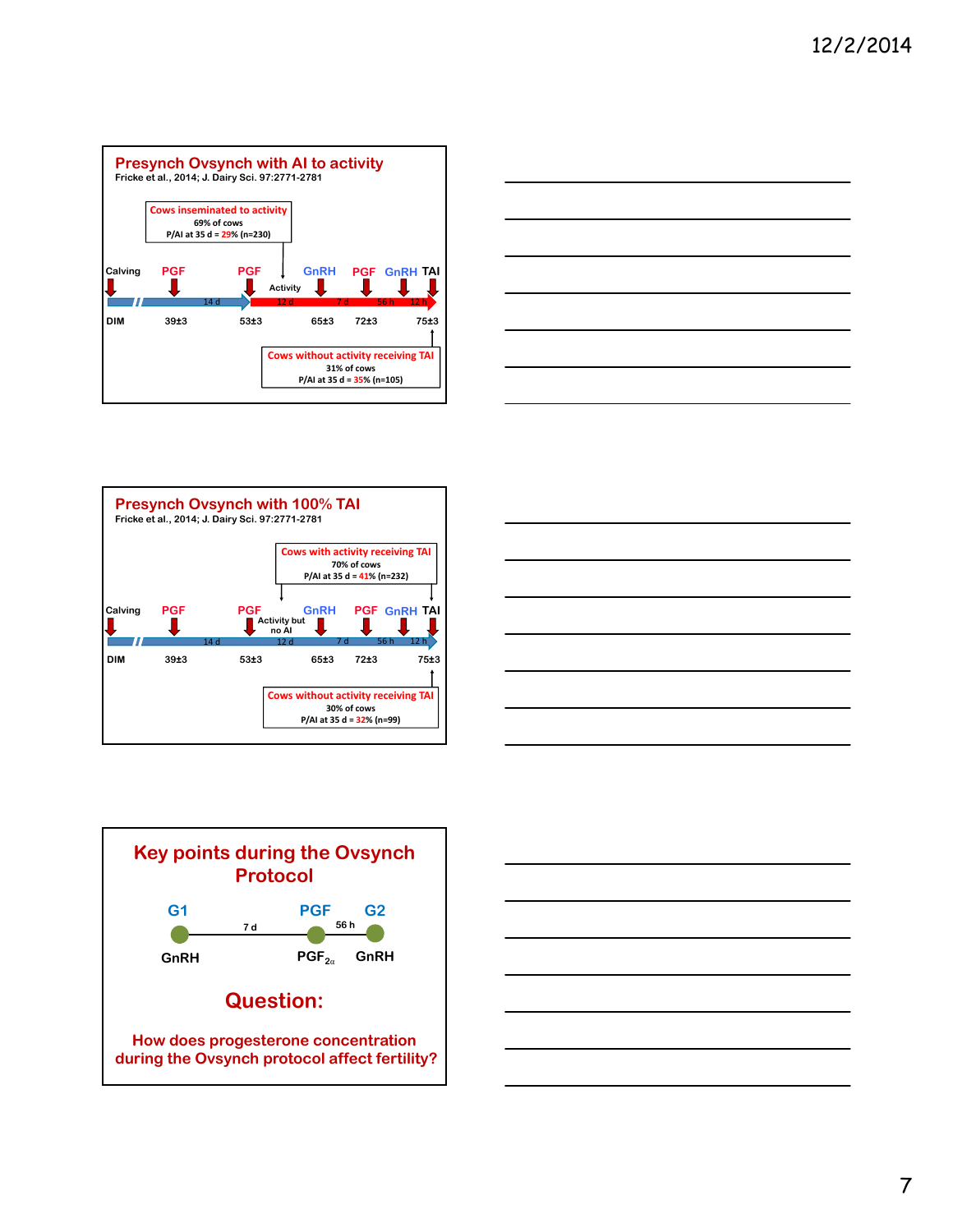## Presynch Ovsynch with AI to activity

Fricke et al., 2014; J. Dairy Sci. 97:2771-2781

**Cows inseminated to activity**
69% of cows
P/AI at 35 d = 29% (n=230)

Calving — PGF — PGF — Activity — GnRH — PGF — GnRH — TAI

14 d | 12 d | 7 d | 56 h | 12 h

DIM: 39±3 | 53±3 | 65±3 | 72±3 | 75±3

**Cows without activity receiving TAI**
31% of cows
P/AI at 35 d = 35% (n=105)

## Presynch Ovsynch with 100% TAI

Fricke et al., 2014; J. Dairy Sci. 97:2771-2781

**Cows with activity receiving TAI**
70% of cows
P/AI at 35 d = 41% (n=232)

Calving — PGF — PGF — Activity but no AI — GnRH — PGF — GnRH — TAI

14 d | 12 d | 7 d | 56 h | 12 h

DIM: 39±3 | 53±3 | 65±3 | 72±3 | 75±3

**Cows without activity receiving TAI**
30% of cows
P/AI at 35 d = 32% (n=99)

## Key points during the Ovsynch Protocol

G1 (GnRH) — 7 d — PGF ($PGF_{2\alpha}$) — 56 h — G2 (GnRH)

## Question:

How does progesterone concentration during the Ovsynch protocol affect fertility?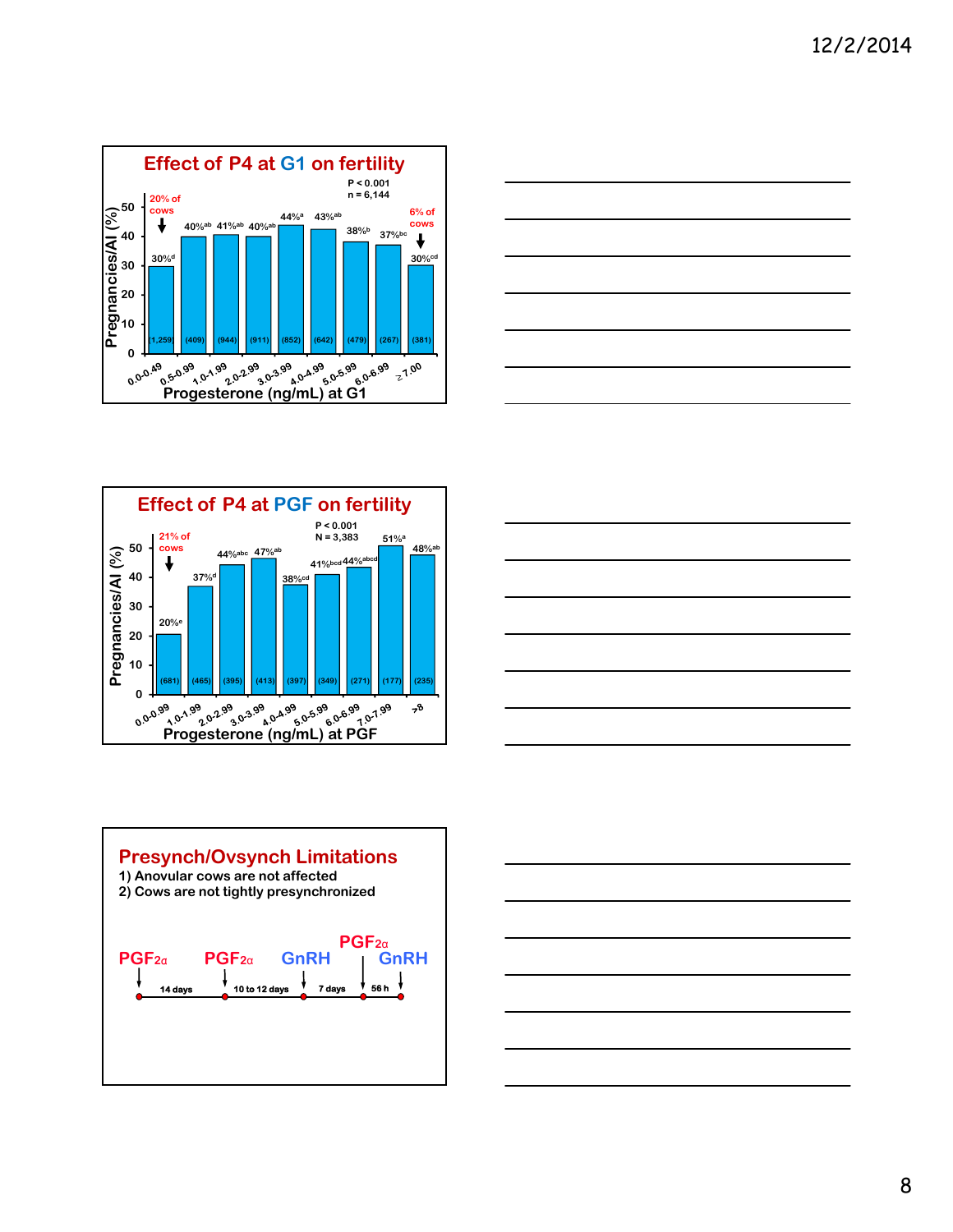## Effect of P4 at G1 on fertility

P < 0.001
n = 6,144

| Progesterone (ng/mL) at G1 | Pregnancies/AI (%) | n |
|---|---|---|
| 0.0-0.49 | 30%[d] | (1,259) |
| 0.5-0.99 | 40%[ab] | (409) |
| 1.0-1.99 | 41%[ab] | (944) |
| 2.0-2.99 | 40%[ab] | (911) |
| 3.0-3.99 | 44%[a] | (852) |
| 4.0-4.99 | 43%[ab] | (642) |
| 5.0-5.99 | 38%[b] | (479) |
| 6.0-6.99 | 37%[bc] | (267) |
| ≥7.00 | 30%[cd] | (381) |

20% of cows (0.0-0.49); 6% of cows (≥7.00)

## Effect of P4 at PGF on fertility

P < 0.001
N = 3,383

| Progesterone (ng/mL) at PGF | Pregnancies/AI (%) | n |
|---|---|---|
| 0.0-0.99 | 20%[e] | (681) |
| 1.0-1.99 | 37%[d] | (465) |
| 2.0-2.99 | 44%[abc] | (395) |
| 3.0-3.99 | 47%[ab] | (413) |
| 4.0-4.99 | 38%[cd] | (397) |
| 5.0-5.99 | 41%[bcd] | (349) |
| 6.0-6.99 | 44%[abcd] | (271) |
| 7.0-7.99 | 51%[a] | (177) |
| >8 | 48%[ab] | (235) |

21% of cows (0.0-0.99)

## Presynch/Ovsynch Limitations

1) Anovular cows are not affected
2) Cows are not tightly presynchronized

$PGF_{2\alpha}$ → 14 days → $PGF_{2\alpha}$ → 10 to 12 days → GnRH → 7 days → $PGF_{2\alpha}$ → 56 h → GnRH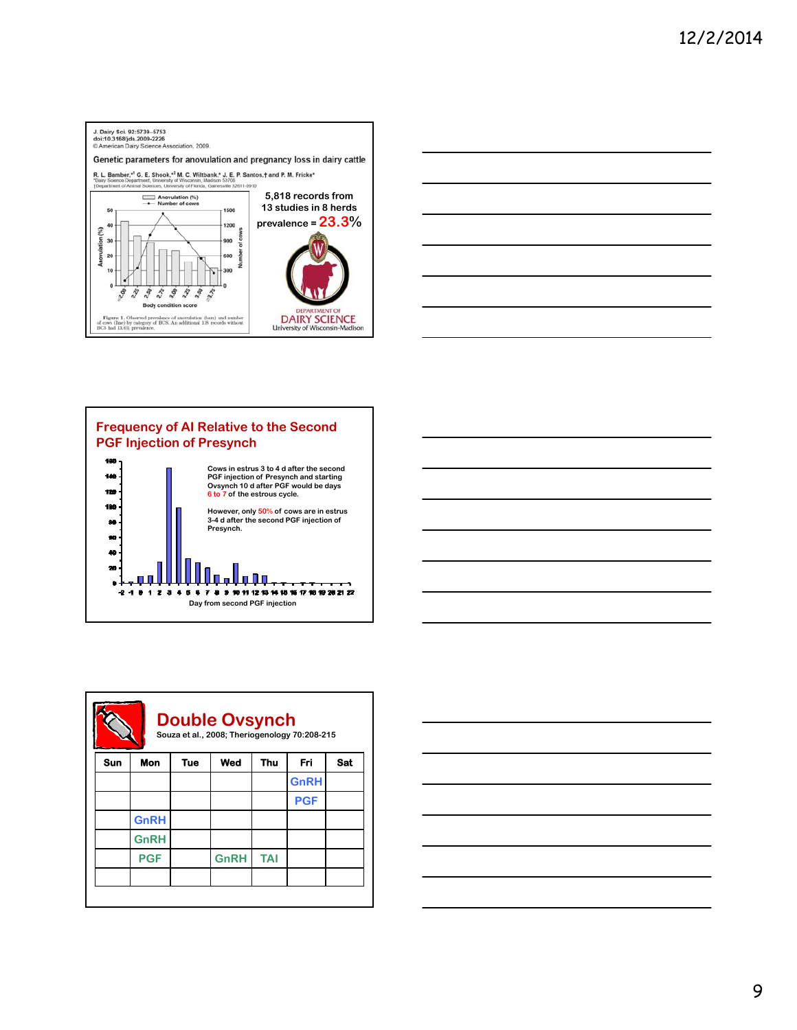J. Dairy Sci. 92:5739–5753
doi:10.3168/jds.2009-2226
© American Dairy Science Association, 2009.

Genetic parameters for anovulation and pregnancy loss in dairy cattle

R. L. Bamber,[*1] G. E. Shook,[*2] M. C. Wiltbank,[*] J. E. P. Santos,[†] and P. M. Fricke[*]
[*]Dairy Science Department, University of Wisconsin, Madison 53706
[†]Department of Animal Sciences, University of Florida, Gainesville 32611-0910

5,818 records from 13 studies in 8 herds

prevalence = 23.3%

Figure 1. Observed prevalence of anovulation (bars) and number of cows (line) by category of BCS. An additional 118 records without BCS had 13.6% prevalence.

DEPARTMENT OF DAIRY SCIENCE
University of Wisconsin-Madison

## Frequency of AI Relative to the Second PGF Injection of Presynch

Cows in estrus 3 to 4 d after the second PGF injection of Presynch and starting Ovsynch 10 d after PGF would be days 6 to 7 of the estrous cycle.

However, only 50% of cows are in estrus 3-4 d after the second PGF injection of Presynch.

Day from second PGF injection

## Double Ovsynch

Souza et al., 2008; Theriogenology 70:208-215

| Sun | Mon | Tue | Wed | Thu | Fri | Sat |
|---|---|---|---|---|---|---|
| | | | | | GnRH | |
| | | | | | PGF | |
| | GnRH | | | | | |
| | GnRH | | | | | |
| | PGF | | GnRH | TAI | | |
| | | | | | | |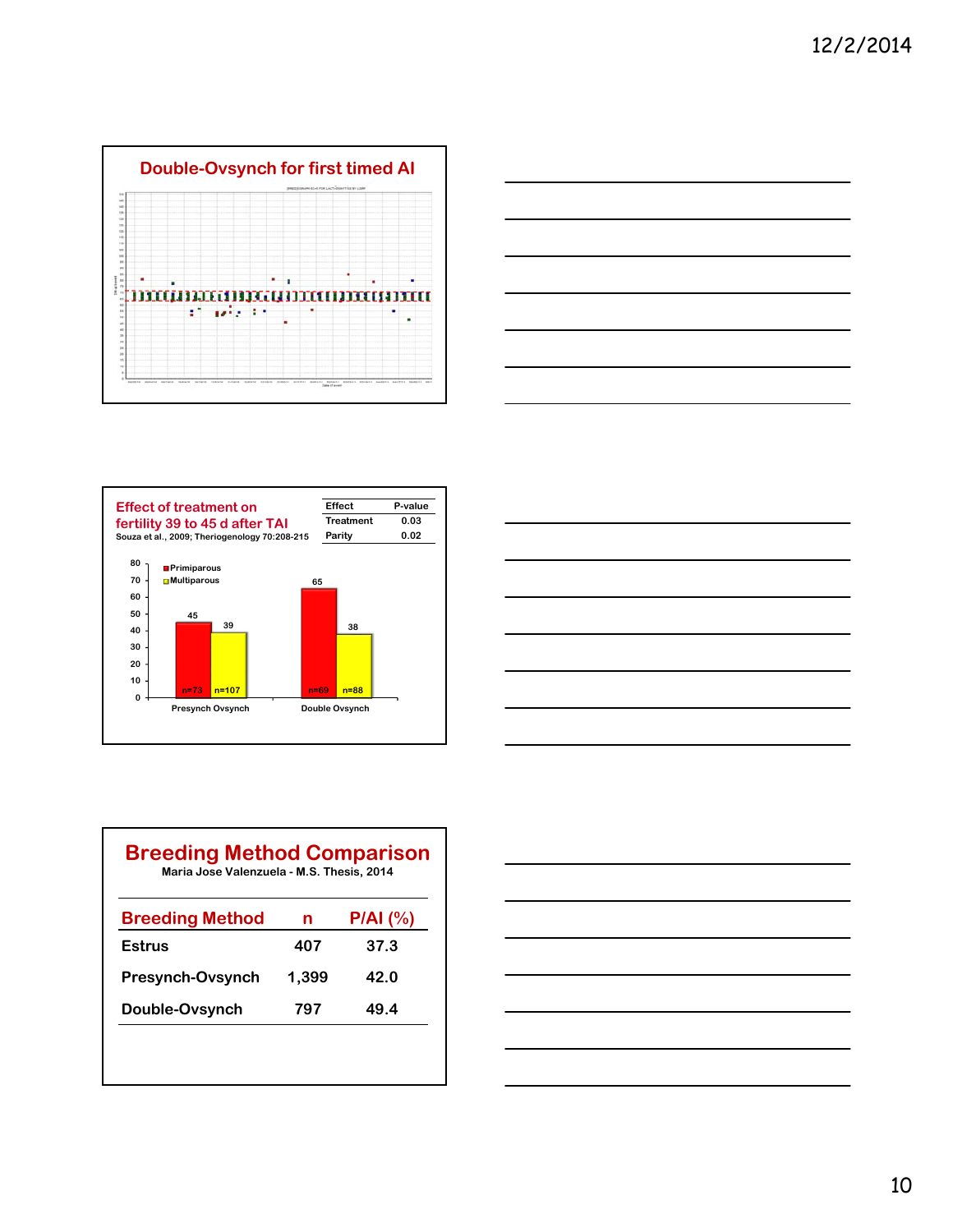## Double-Ovsynch for first timed AI

## Effect of treatment on fertility 39 to 45 d after TAI

Souza et al., 2009; Theriogenology 70:208-215

| Effect | P-value |
|---|---|
| Treatment | 0.03 |
| Parity | 0.02 |

| | Primiparous | Multiparous |
|---|---|---|
| Presynch Ovsynch | 45 (n=73) | 39 (n=107) |
| Double Ovsynch | 65 (n=69) | 38 (n=88) |

## Breeding Method Comparison

Maria Jose Valenzuela - M.S. Thesis, 2014

| Breeding Method | n | P/AI (%) |
|---|---|---|
| Estrus | 407 | 37.3 |
| Presynch-Ovsynch | 1,399 | 42.0 |
| Double-Ovsynch | 797 | 49.4 |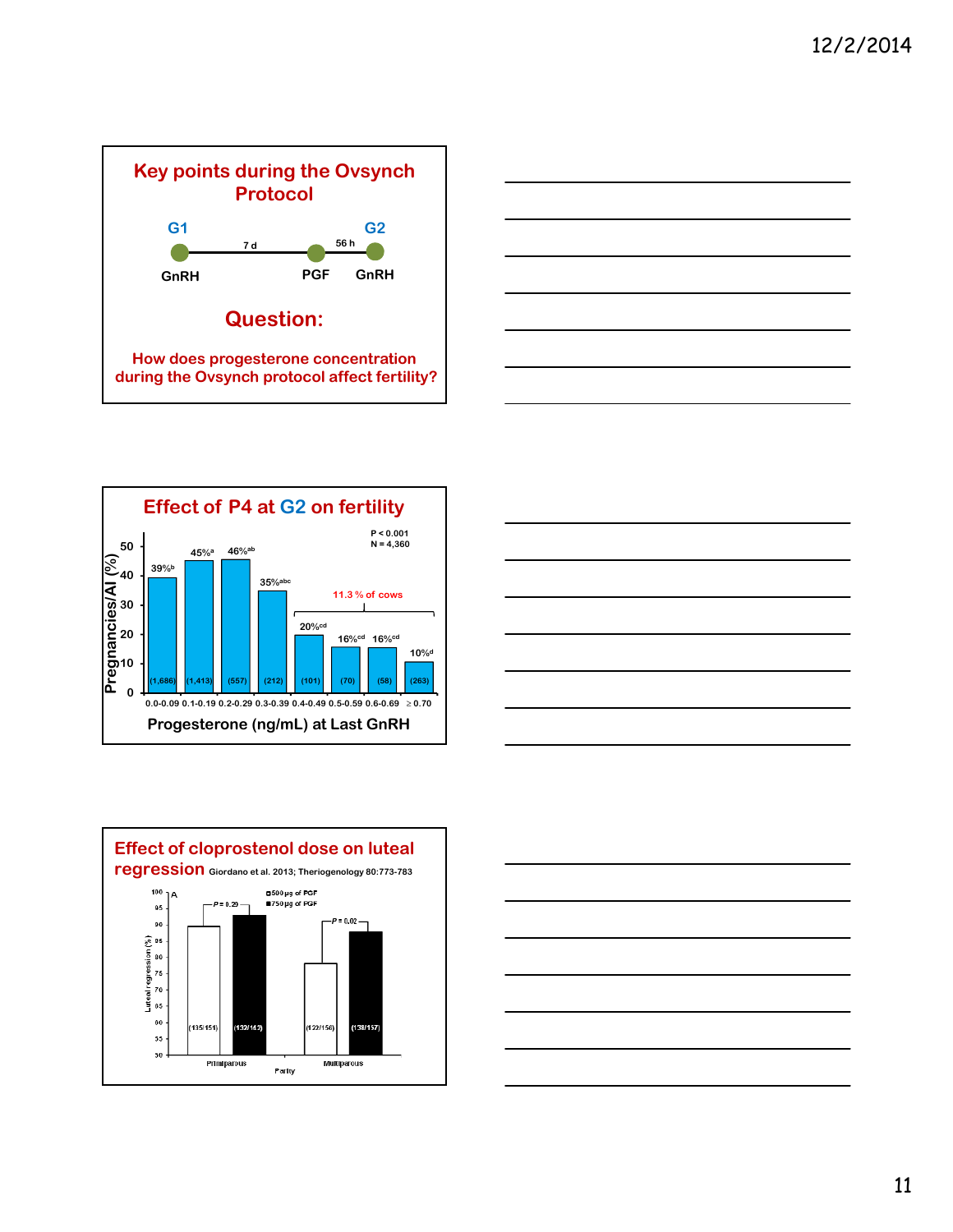## Key points during the Ovsynch Protocol

G1 — 7 d — PGF — 56 h — G2

GnRH — PGF — GnRH

### Question:

How does progesterone concentration during the Ovsynch protocol affect fertility?

## Effect of P4 at G2 on fertility

P < 0.001
N = 4,360

11.3 % of cows

| Progesterone (ng/mL) at Last GnRH | Pregnancies/AI (%) | n |
|---|---|---|
| 0.0-0.09 | 39%[b] | (1,686) |
| 0.1-0.19 | 45%[a] | (1,413) |
| 0.2-0.29 | 46%[ab] | (557) |
| 0.3-0.39 | 35%[abc] | (212) |
| 0.4-0.49 | 20%[cd] | (101) |
| 0.5-0.59 | 16%[cd] | (70) |
| 0.6-0.69 | 16%[cd] | (58) |
| ≥ 0.70 | 10%[d] | (263) |

## Effect of cloprostenol dose on luteal regression

Giordano et al. 2013; Theriogenology 80:773-783

| Parity | 500 µg of PGF | 750 µg of PGF | P |
|---|---|---|---|
| Primiparous | (135/151) | (132/142) | P = 0.29 |
| Multiparous | (122/156) | (138/157) | P = 0.02 |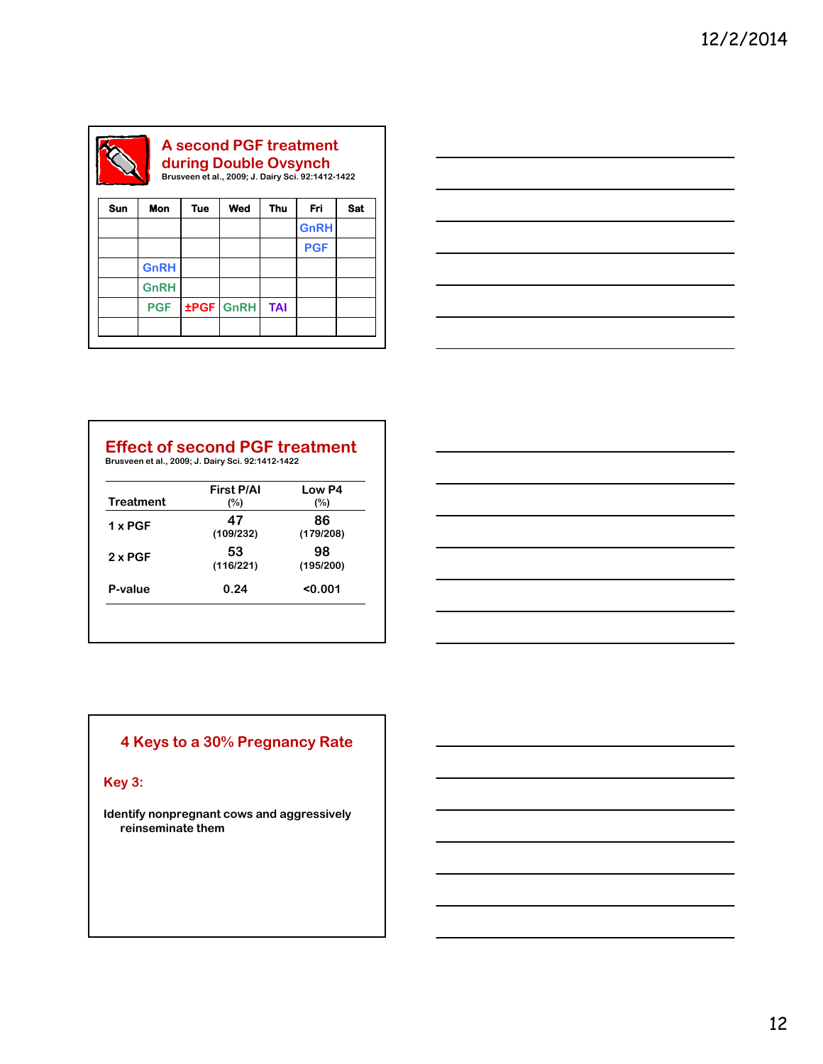## A second PGF treatment during Double Ovsynch

Brusveen et al., 2009; J. Dairy Sci. 92:1412-1422

| Sun | Mon | Tue | Wed | Thu | Fri | Sat |
|---|---|---|---|---|---|---|
| | | | | | GnRH | |
| | | | | | PGF | |
| | GnRH | | | | | |
| | GnRH | | | | | |
| | PGF | ±PGF | GnRH | TAI | | |
| | | | | | | |

## Effect of second PGF treatment

Brusveen et al., 2009; J. Dairy Sci. 92:1412-1422

| Treatment | First P/AI (%) | Low P4 (%) |
|---|---|---|
| 1 x PGF | 47 (109/232) | 86 (179/208) |
| 2 x PGF | 53 (116/221) | 98 (195/200) |
| P-value | 0.24 | <0.001 |

## 4 Keys to a 30% Pregnancy Rate

**Key 3:**

Identify nonpregnant cows and aggressively reinseminate them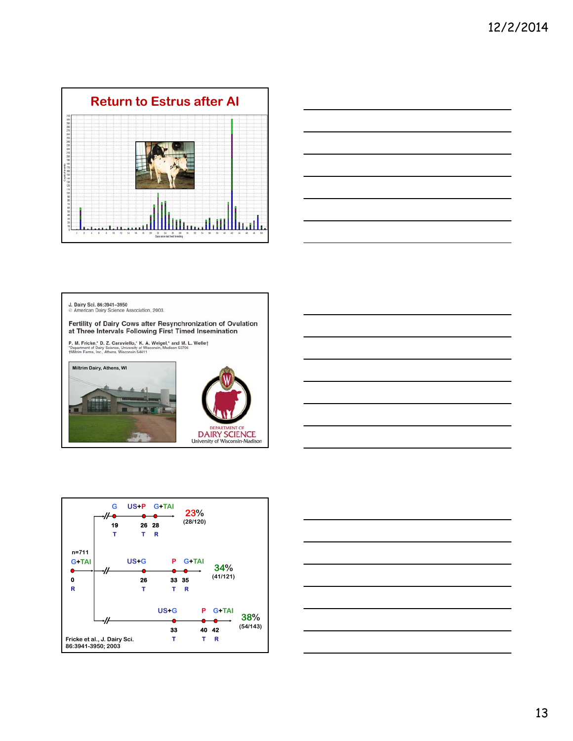## Return to Estrus after AI

Days since last heat breeding

J. Dairy Sci. 86:3941–3950
© American Dairy Science Association, 2003.

### Fertility of Dairy Cows after Resynchronization of Ovulation at Three Intervals Following First Timed Insemination

P. M. Fricke,* D. Z. Caraviello,* K. A. Weigel,* and M. L. Welle†
*Department of Dairy Science, University of Wisconsin, Madison 53706
†Miltrim Farms, Inc., Athens, Wisconsin 54411

Miltrim Dairy, Athens, WI

DEPARTMENT OF DAIRY SCIENCE
University of Wisconsin-Madison

n=711

G+TAI — 0 — R

- G (19, T) → US+P (26, T) → G+TAI (28, R): **23%** (28/120)
- US+G (26, T) → P (33, T) → G+TAI (35, R): **34%** (41/121)
- US+G (33, T) → P (40, T) → G+TAI (42, R): **38%** (54/143)

Fricke et al., J. Dairy Sci. 86:3941-3950; 2003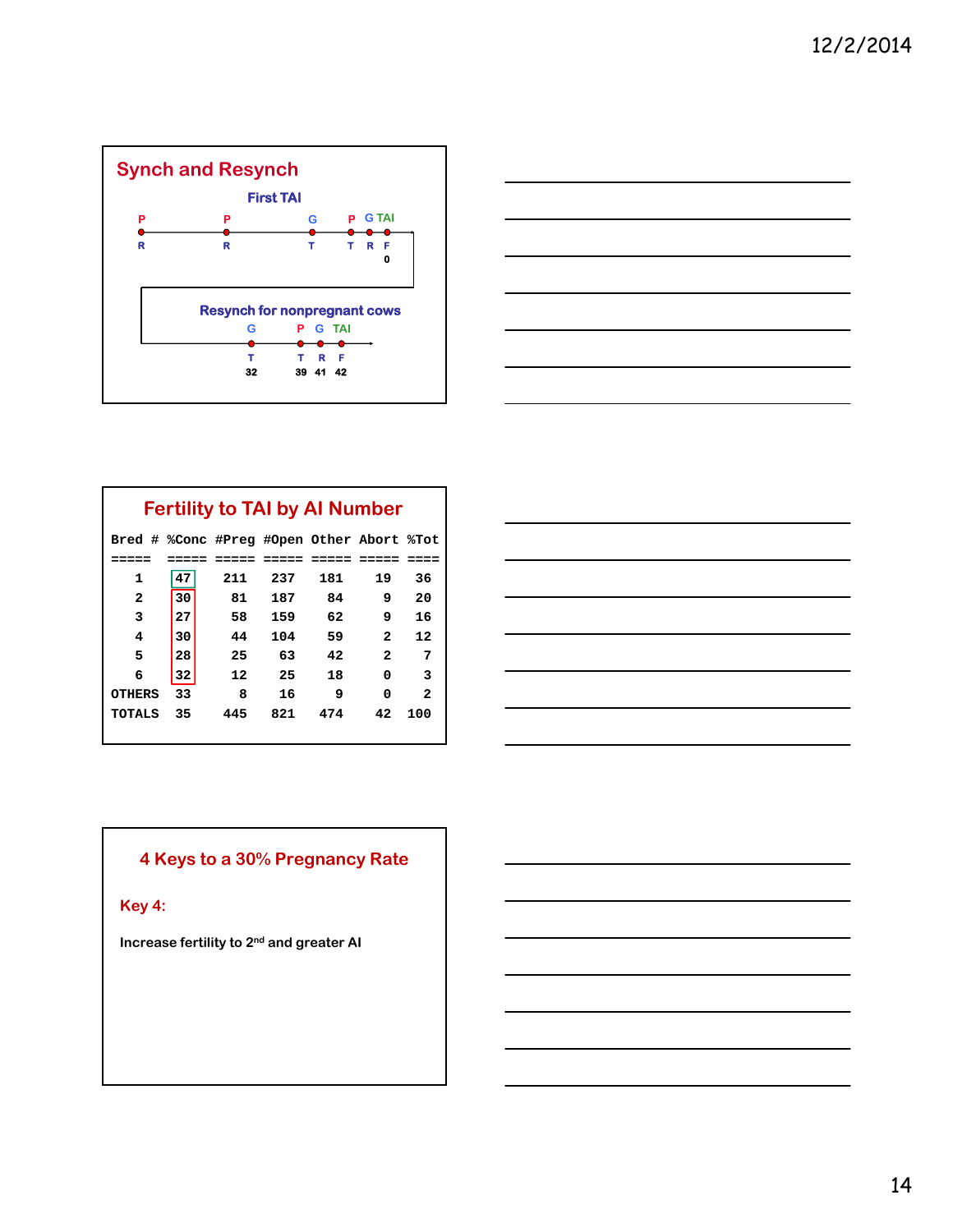## Synch and Resynch

First TAI

| P | P | G | P | G | TAI |
|---|---|---|---|---|---|
| R | R | T | T | R | F |
| | | | | | 0 |

Resynch for nonpregnant cows

| G | P | G | TAI |
|---|---|---|---|
| T | T | R | F |
| 32 | 39 | 41 | 42 |

## Fertility to TAI by AI Number

| Bred # | %Conc | #Preg | #Open | Other | Abort | %Tot |
|---|---|---|---|---|---|---|
| 1 | 47 | 211 | 237 | 181 | 19 | 36 |
| 2 | 30 | 81 | 187 | 84 | 9 | 20 |
| 3 | 27 | 58 | 159 | 62 | 9 | 16 |
| 4 | 30 | 44 | 104 | 59 | 2 | 12 |
| 5 | 28 | 25 | 63 | 42 | 2 | 7 |
| 6 | 32 | 12 | 25 | 18 | 0 | 3 |
| OTHERS | 33 | 8 | 16 | 9 | 0 | 2 |
| TOTALS | 35 | 445 | 821 | 474 | 42 | 100 |

## 4 Keys to a 30% Pregnancy Rate

Key 4:

Increase fertility to 2nd and greater AI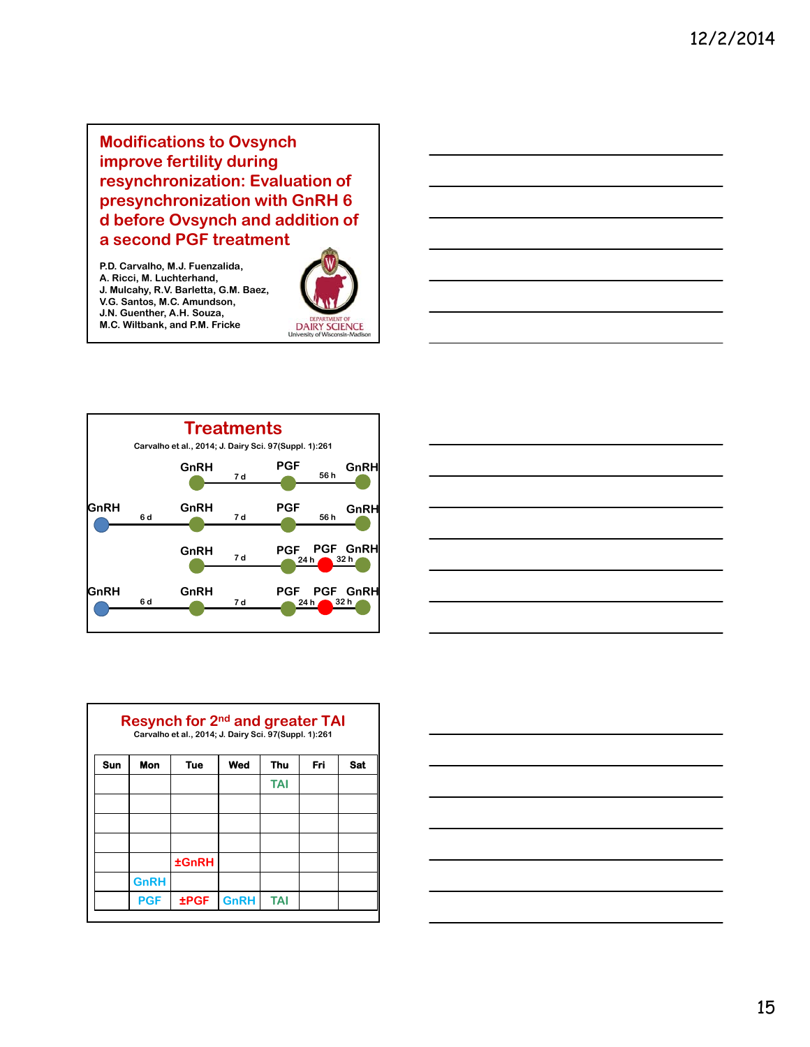## Modifications to Ovsynch improve fertility during resynchronization: Evaluation of presynchronization with GnRH 6 d before Ovsynch and addition of a second PGF treatment

P.D. Carvalho, M.J. Fuenzalida, A. Ricci, M. Luchterhand, J. Mulcahy, R.V. Barletta, G.M. Baez, V.G. Santos, M.C. Amundson, J.N. Guenther, A.H. Souza, M.C. Wiltbank, and P.M. Fricke

DEPARTMENT OF DAIRY SCIENCE
University of Wisconsin-Madison

## Treatments

Carvalho et al., 2014; J. Dairy Sci. 97(Suppl. 1):261

- GnRH — 7 d — PGF — 56 h — GnRH
- GnRH — 6 d — GnRH — 7 d — PGF — 56 h — GnRH
- GnRH — 7 d — PGF — 24 h — PGF — 32 h — GnRH
- GnRH — 6 d — GnRH — 7 d — PGF — 24 h — PGF — 32 h — GnRH

## Resynch for 2nd and greater TAI

Carvalho et al., 2014; J. Dairy Sci. 97(Suppl. 1):261

| Sun | Mon | Tue | Wed | Thu | Fri | Sat |
|---|---|---|---|---|---|---|
| | | | | TAI | | |
| | | | | | | |
| | | | | | | |
| | | | | | | |
| | | ±GnRH | | | | |
| | GnRH | | | | | |
| | PGF | ±PGF | GnRH | TAI | | |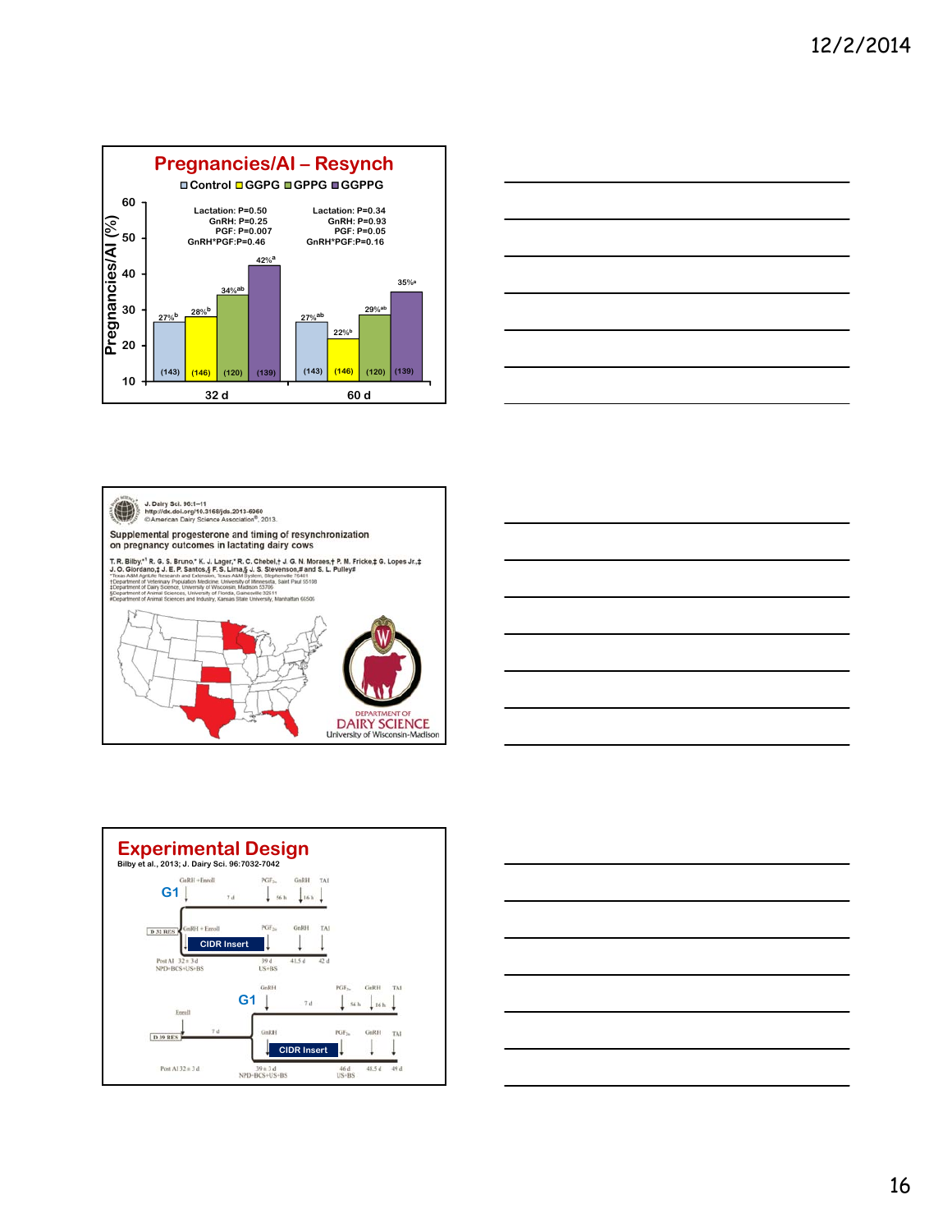## Pregnancies/AI – Resynch

Control | GGPG | GPPG | GGPPG

| | Control | GGPG | GPPG | GGPPG |
|---|---|---|---|---|
| 32 d | 27%[b] (143) | 28%[b] (146) | 34%[ab] (120) | 42%[a] (139) |
| 60 d | 27%[ab] (143) | 22%[b] (146) | 29%[ab] (120) | 35%[a] (139) |

32 d: Lactation: P=0.50; GnRH: P=0.25; PGF: P=0.007; GnRH*PGF: P=0.46

60 d: Lactation: P=0.34; GnRH: P=0.93; PGF: P=0.05; GnRH*PGF: P=0.16

Pregnancies/AI (%)

---

J. Dairy Sci. 96:1–11
http://dx.doi.org/10.3168/jds.2013-6960
©American Dairy Science Association®, 2013.

**Supplemental progesterone and timing of resynchronization on pregnancy outcomes in lactating dairy cows**

T. R. Bilby,*[1] R. G. S. Bruno,* K. J. Lager,* R. C. Chebel,† J. G. N. Moraes,† P. M. Fricke,‡ G. Lopes Jr.,‡ J. O. Giordano,‡ J. E. P. Santos,§ F. S. Lima,§ J. S. Stevenson,# and S. L. Pulley#

*Texas A&M AgriLife Research and Extension, Texas A&M System, Stephenville 76401
†Department of Veterinary Population Medicine, University of Minnesota, Saint Paul 55108
‡Department of Dairy Science, University of Wisconsin, Madison 53706
§Department of Animal Sciences, University of Florida, Gainesville 32611
#Department of Animal Sciences and Industry, Kansas State University, Manhattan 66506

DEPARTMENT OF DAIRY SCIENCE
University of Wisconsin-Madison

---

## Experimental Design

Bilby et al., 2013; J. Dairy Sci. 96:7032-7042

G1: GnRH + Enroll — 7 d — $PGF_{2\alpha}$ — 56 h — GnRH — 16 h — TAI

D 32 RES: GnRH + Enroll, CIDR Insert — $PGF_{2\alpha}$ — GnRH — TAI

Post AI 32 ± 3 d NPD+BCS+US+BS; 39 d US+BS; 41.5 d; 42 d

G1: GnRH — 7 d — $PGF_{2\alpha}$ — 56 h — GnRH — 16 h — TAI

D 39 RES: Enroll — 7 d — GnRH, CIDR Insert — $PGF_{2\alpha}$ — GnRH — TAI

Post AI 32 ± 3 d; 39 ± 3 d NPD+BCS+US+BS; 46 d US+BS; 41.5 d; 49 d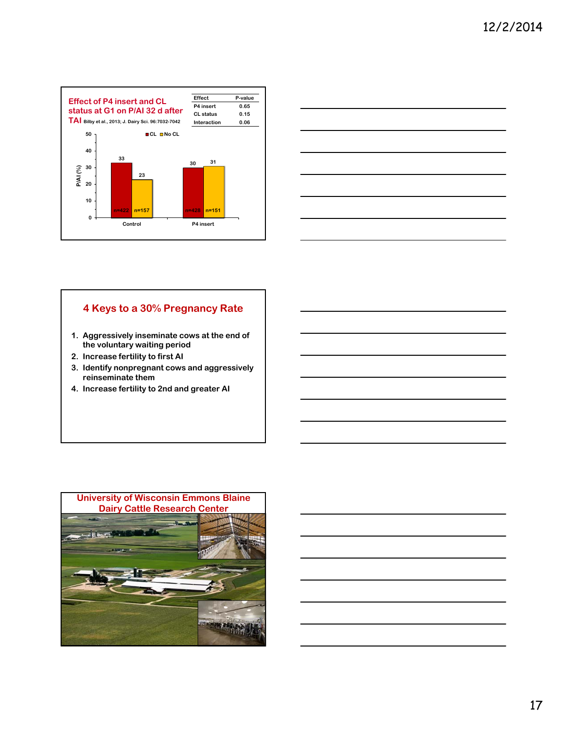## Effect of P4 insert and CL status at G1 on P/AI 32 d after TAI

Bilby et al., 2013; J. Dairy Sci. 96:7032-7042

| Effect | P-value |
| --- | --- |
| P4 insert | 0.65 |
| CL status | 0.15 |
| Interaction | 0.06 |

| | CL | No CL |
| --- | --- | --- |
| Control | 33 (n=422) | 23 (n=157) |
| P4 insert | 30 (n=428) | 31 (n=151) |

P/AI (%)

## 4 Keys to a 30% Pregnancy Rate

1. Aggressively inseminate cows at the end of the voluntary waiting period
2. Increase fertility to first AI
3. Identify nonpregnant cows and aggressively reinseminate them
4. Increase fertility to 2nd and greater AI

## University of Wisconsin Emmons Blaine Dairy Cattle Research Center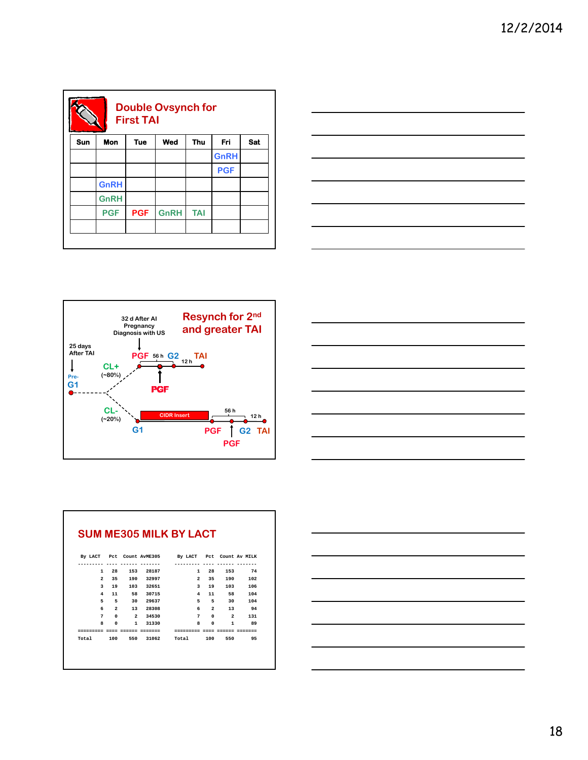## Double Ovsynch for First TAI

| Sun | Mon | Tue | Wed | Thu | Fri | Sat |
|---|---|---|---|---|---|---|
| | | | | | GnRH | |
| | | | | | PGF | |
| | GnRH | | | | | |
| | GnRH | | | | | |
| | PGF | PGF | GnRH | TAI | | |
| | | | | | | |

## Resynch for 2nd and greater TAI

25 days After TAI

Pre-G1

32 d After AI Pregnancy Diagnosis with US

CL+ (~80%)

PGF 56 h G2 12 h TAI

PGF

CL- (~20%)

G1

CIDR Insert

PGF 56 h G2 12 h TAI

PGF

## SUM ME305 MILK BY LACT

```
By LACT    Pct  Count AvME305       By LACT    Pct  Count Av MILK
--------- ---- ------ -------       --------- ---- ------ -------
        1   28    153   28187               1   28    153      74
        2   35    190   32997               2   35    190     102
        3   19    103   32651               3   19    103     106
        4   11     58   30715               4   11     58     104
        5    5     30   29637               5    5     30     104
        6    2     13   28308               6    2     13      94
        7    0      2   34530               7    0      2     131
        8    0      1   31330               8    0      1      89
========= ==== ====== =======       ========= ==== ====== =======
Total      100    550   31062       Total      100    550      95
```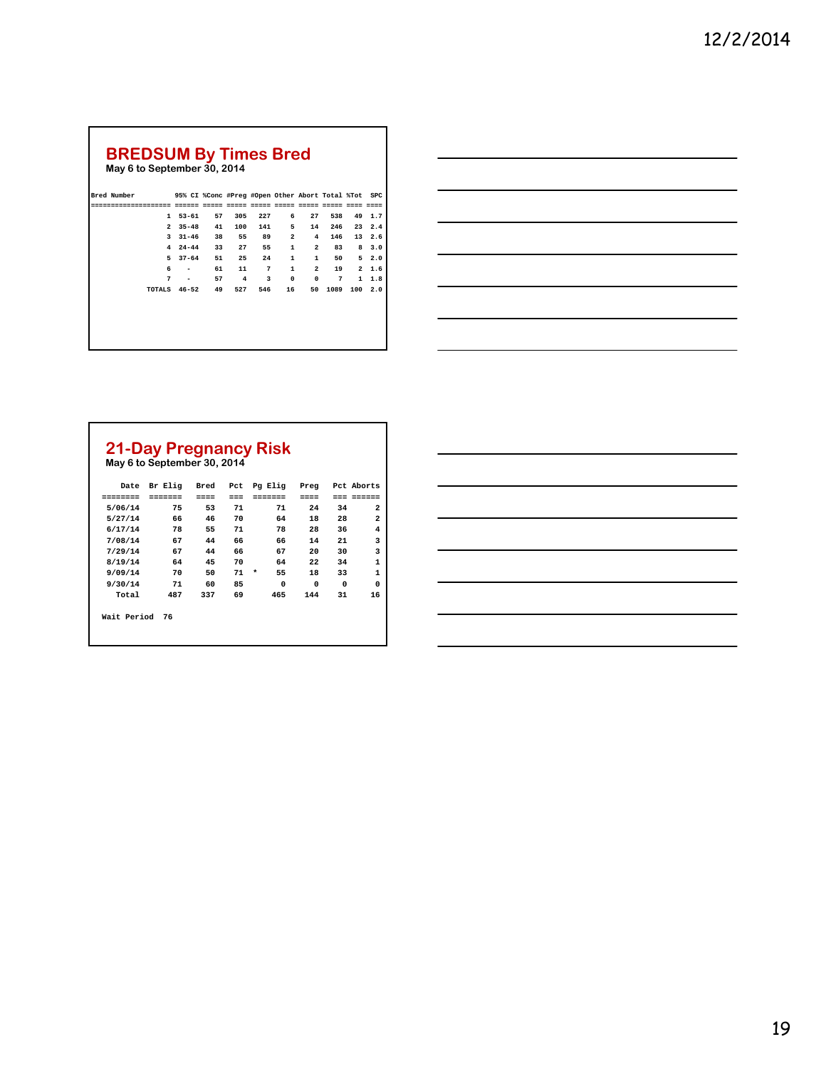## BREDSUM By Times Bred

May 6 to September 30, 2014

| Bred Number | 95% CI | %Conc | #Preg | #Open | Other | Abort | Total | %Tot | SPC |
|---|---|---|---|---|---|---|---|---|---|
| 1 | 53-61 | 57 | 305 | 227 | 6 | 27 | 538 | 49 | 1.7 |
| 2 | 35-48 | 41 | 100 | 141 | 5 | 14 | 246 | 23 | 2.4 |
| 3 | 31-46 | 38 | 55 | 89 | 2 | 4 | 146 | 13 | 2.6 |
| 4 | 24-44 | 33 | 27 | 55 | 1 | 2 | 83 | 8 | 3.0 |
| 5 | 37-64 | 51 | 25 | 24 | 1 | 1 | 50 | 5 | 2.0 |
| 6 | - | 61 | 11 | 7 | 1 | 2 | 19 | 2 | 1.6 |
| 7 | - | 57 | 4 | 3 | 0 | 0 | 7 | 1 | 1.8 |
| TOTALS | 46-52 | 49 | 527 | 546 | 16 | 50 | 1089 | 100 | 2.0 |

## 21-Day Pregnancy Risk

May 6 to September 30, 2014

| Date | Br Elig | Bred | Pct | | Pg Elig | Preg | Pct | Aborts |
|---|---|---|---|---|---|---|---|---|
| 5/06/14 | 75 | 53 | 71 | | 71 | 24 | 34 | 2 |
| 5/27/14 | 66 | 46 | 70 | | 64 | 18 | 28 | 2 |
| 6/17/14 | 78 | 55 | 71 | | 78 | 28 | 36 | 4 |
| 7/08/14 | 67 | 44 | 66 | | 66 | 14 | 21 | 3 |
| 7/29/14 | 67 | 44 | 66 | | 67 | 20 | 30 | 3 |
| 8/19/14 | 64 | 45 | 70 | | 64 | 22 | 34 | 1 |
| 9/09/14 | 70 | 50 | 71 | * | 55 | 18 | 33 | 1 |
| 9/30/14 | 71 | 60 | 85 | | 0 | 0 | 0 | 0 |
| Total | 487 | 337 | 69 | | 465 | 144 | 31 | 16 |

Wait Period 76